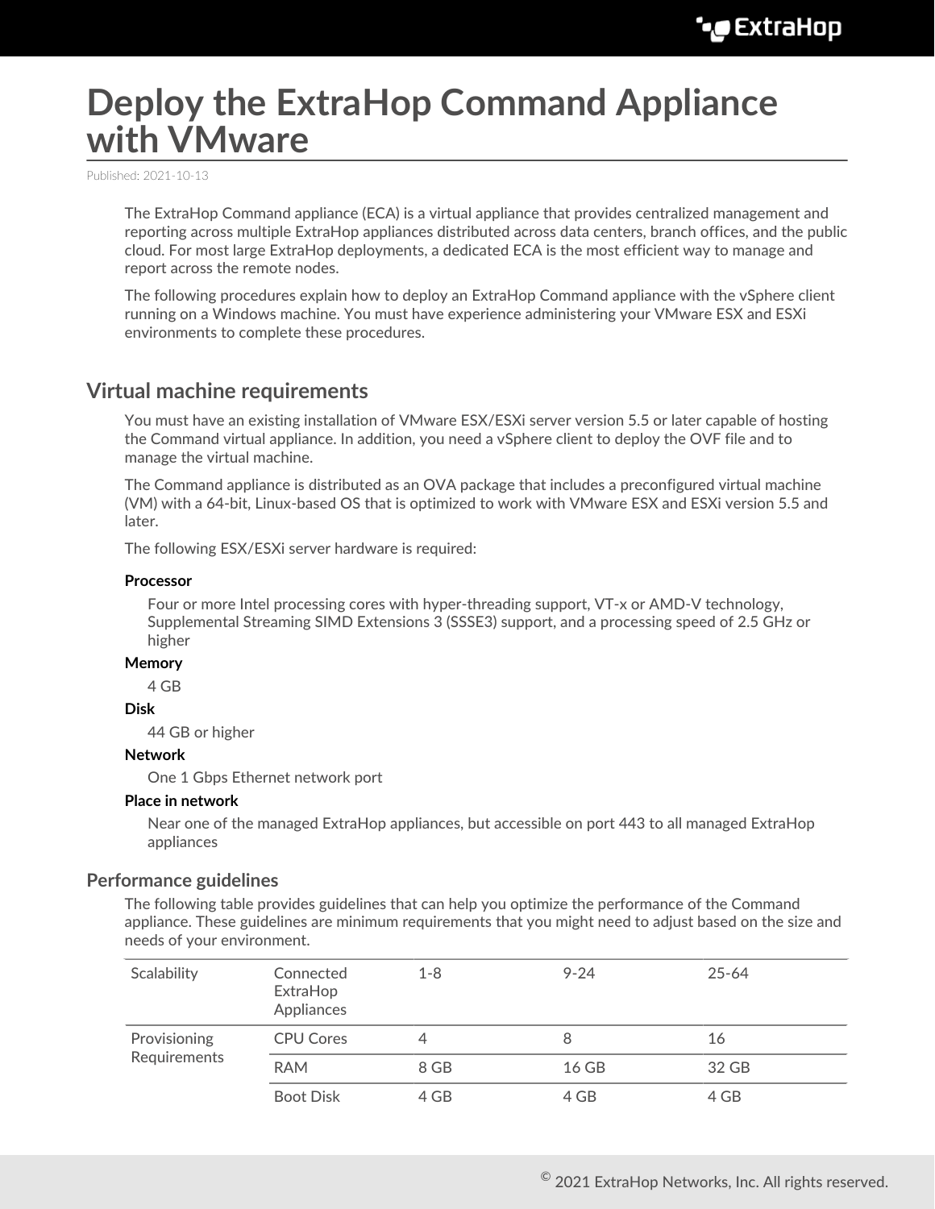# Deploy the ExtraHop Command Appliance with VMware

Published: 2021-10-13

The ExtraHop Command appliance (ECA) is a virtual appliance that provides centralized management and reporting across multiple ExtraHop appliances distributed across data centers, branch offices, and the public cloud. For most large ExtraHop deployments, a dedicated ECA is the most efficient way to manage and report across the remote nodes.

The following procedures explain how to deploy an ExtraHop Command appliance with the vSphere client running on a Windows machine. You must have experience administering your VMware ESX and ESXi environments to complete these procedures.

## Virtual machine requirements

You must have an existing installation of VMware ESX/ESXi server version 5.5 or later capable of hosting the Command virtual appliance. In addition, you need a vSphere client to deploy the OVF file and to manage the virtual machine.

The Command appliance is distributed as an OVA package that includes a preconfigured virtual machine (VM) with a 64-bit, Linux-based OS that is optimized to work with VMware ESX and ESXi version 5.5 and later.

The following ESX/ESXi server hardware is required:

**Processor**

Four or more Intel processing cores with hyper-threading support, VT-x or AMD-V technology, Supplemental Streaming SIMD Extensions 3 (SSSE3) support, and a processing speed of 2.5 GHz or higher

**Memory**

4 GB

**Disk**

44 GB or higher

**Network**

One 1 Gbps Ethernet network port

**Place in network**

Near one of the managed ExtraHop appliances, but accessible on port 443 to all managed ExtraHop appliances

### Performance guidelines

The following table provides guidelines that can help you optimize the performance of the Command appliance. These guidelines are minimum requirements that you might need to adjust based on the size and needs of your environment.

| Scalability | Connected ExtraHop Appliances | 1-8 | 9-24 | 25-64 |
| --- | --- | --- | --- | --- |
| Provisioning Requirements | CPU Cores | 4 | 8 | 16 |
| | RAM | 8 GB | 16 GB | 32 GB |
| | Boot Disk | 4 GB | 4 GB | 4 GB |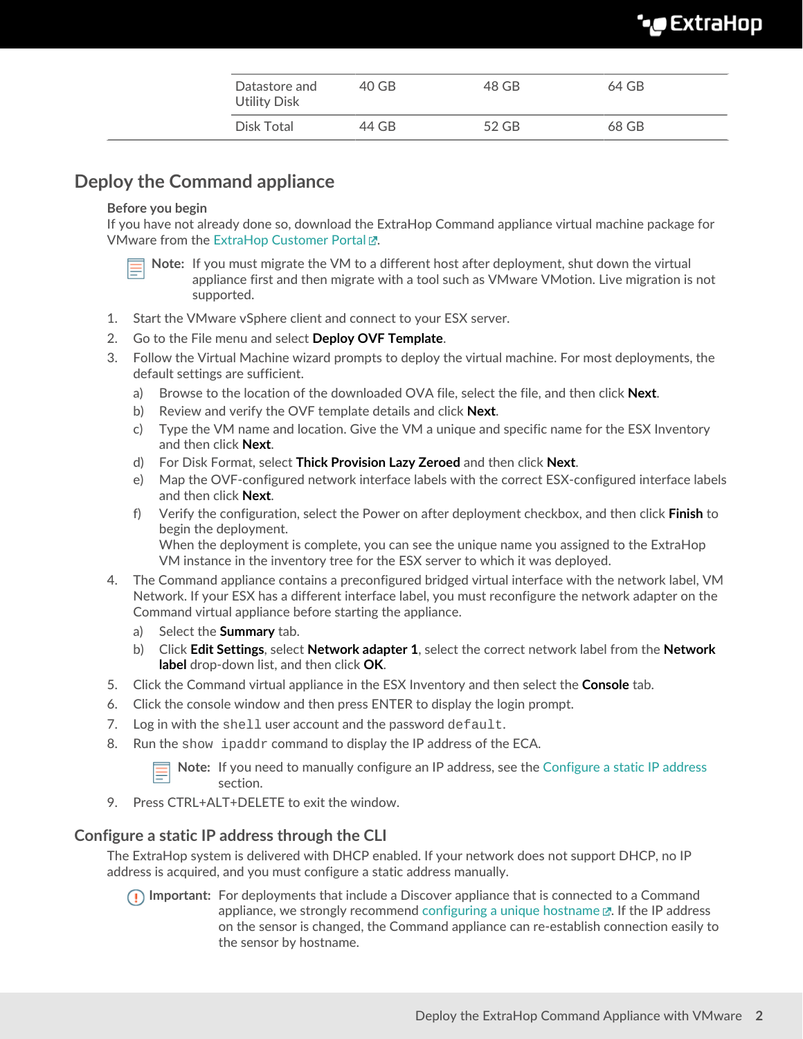| | | | |
|---|---|---|---|
| Datastore and Utility Disk | 40 GB | 48 GB | 64 GB |
| Disk Total | 44 GB | 52 GB | 68 GB |

## Deploy the Command appliance

**Before you begin**

If you have not already done so, download the ExtraHop Command appliance virtual machine package for VMware from the ExtraHop Customer Portal.

> **Note:** If you must migrate the VM to a different host after deployment, shut down the virtual appliance first and then migrate with a tool such as VMware VMotion. Live migration is not supported.

1. Start the VMware vSphere client and connect to your ESX server.
2. Go to the File menu and select **Deploy OVF Template**.
3. Follow the Virtual Machine wizard prompts to deploy the virtual machine. For most deployments, the default settings are sufficient.
   a) Browse to the location of the downloaded OVA file, select the file, and then click **Next**.
   b) Review and verify the OVF template details and click **Next**.
   c) Type the VM name and location. Give the VM a unique and specific name for the ESX Inventory and then click **Next**.
   d) For Disk Format, select **Thick Provision Lazy Zeroed** and then click **Next**.
   e) Map the OVF-configured network interface labels with the correct ESX-configured interface labels and then click **Next**.
   f) Verify the configuration, select the Power on after deployment checkbox, and then click **Finish** to begin the deployment.
   When the deployment is complete, you can see the unique name you assigned to the ExtraHop VM instance in the inventory tree for the ESX server to which it was deployed.
4. The Command appliance contains a preconfigured bridged virtual interface with the network label, VM Network. If your ESX has a different interface label, you must reconfigure the network adapter on the Command virtual appliance before starting the appliance.
   a) Select the **Summary** tab.
   b) Click **Edit Settings**, select **Network adapter 1**, select the correct network label from the **Network label** drop-down list, and then click **OK**.
5. Click the Command virtual appliance in the ESX Inventory and then select the **Console** tab.
6. Click the console window and then press ENTER to display the login prompt.
7. Log in with the `shell` user account and the password `default`.
8. Run the `show ipaddr` command to display the IP address of the ECA.

   > **Note:** If you need to manually configure an IP address, see the Configure a static IP address section.

9. Press CTRL+ALT+DELETE to exit the window.

### Configure a static IP address through the CLI

The ExtraHop system is delivered with DHCP enabled. If your network does not support DHCP, no IP address is acquired, and you must configure a static address manually.

> **Important:** For deployments that include a Discover appliance that is connected to a Command appliance, we strongly recommend configuring a unique hostname. If the IP address on the sensor is changed, the Command appliance can re-establish connection easily to the sensor by hostname.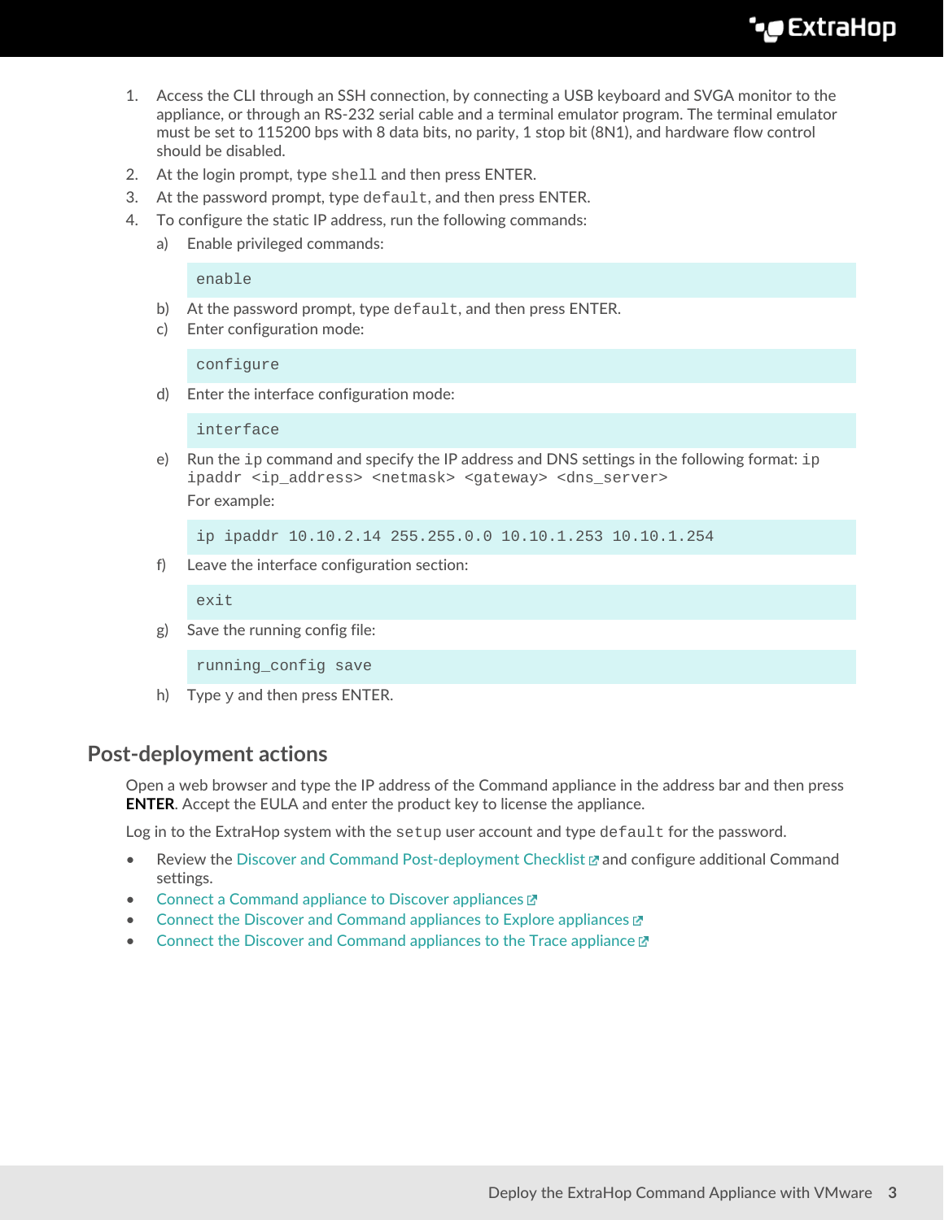1. Access the CLI through an SSH connection, by connecting a USB keyboard and SVGA monitor to the appliance, or through an RS-232 serial cable and a terminal emulator program. The terminal emulator must be set to 115200 bps with 8 data bits, no parity, 1 stop bit (8N1), and hardware flow control should be disabled.
2. At the login prompt, type `shell` and then press ENTER.
3. At the password prompt, type `default`, and then press ENTER.
4. To configure the static IP address, run the following commands:
   a) Enable privileged commands:

      ```
      enable
      ```

   b) At the password prompt, type `default`, and then press ENTER.
   c) Enter configuration mode:

      ```
      configure
      ```

   d) Enter the interface configuration mode:

      ```
      interface
      ```

   e) Run the `ip` command and specify the IP address and DNS settings in the following format: `ip ipaddr <ip_address> <netmask> <gateway> <dns_server>`

      For example:

      ```
      ip ipaddr 10.10.2.14 255.255.0.0 10.10.1.253 10.10.1.254
      ```

   f) Leave the interface configuration section:

      ```
      exit
      ```

   g) Save the running config file:

      ```
      running_config save
      ```

   h) Type y and then press ENTER.

## Post-deployment actions

Open a web browser and type the IP address of the Command appliance in the address bar and then press **ENTER**. Accept the EULA and enter the product key to license the appliance.

Log in to the ExtraHop system with the `setup` user account and type `default` for the password.

- Review the Discover and Command Post-deployment Checklist and configure additional Command settings.
- Connect a Command appliance to Discover appliances
- Connect the Discover and Command appliances to Explore appliances
- Connect the Discover and Command appliances to the Trace appliance